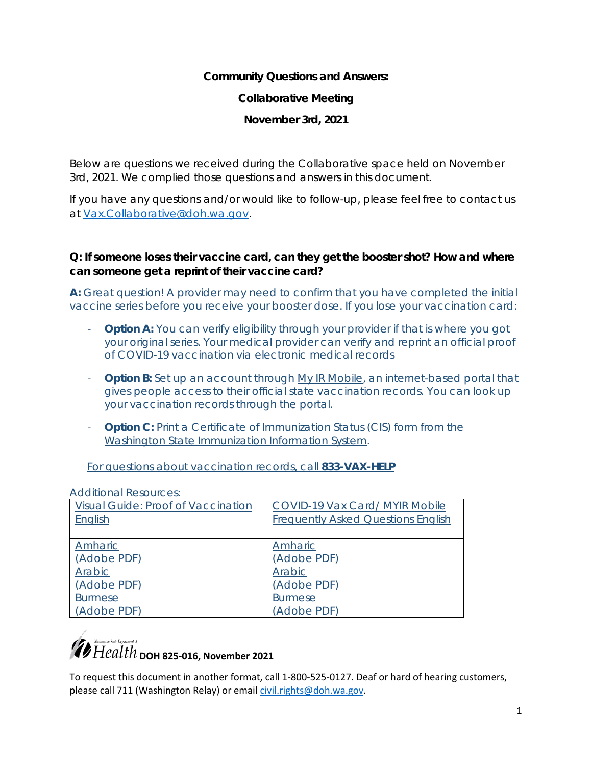**Community Questions and Answers:**

**Collaborative Meeting**

**November 3rd, 2021**

Below are questions we received during the Collaborative space held on November 3rd, 2021. We complied those questions and answers in this document.

If you have any questions and/or would like to follow-up, please feel free to contact us at Vax.Collaborative@doh.wa.gov.

**Q: If someone loses their vaccine card, can they get the booster shot? How and where can someone get a reprint of their vaccine card?**

**A:** Great question! A provider may need to confirm that you have completed the initial vaccine series before you receive your booster dose. If you lose your vaccination card:

- **Option A:** You can verify eligibility through your provider if that is where you got your original series. Your medical provider can verify and reprint an official proof of COVID-19 vaccination via electronic medical records
- **Option B:** Set up an account through My IR Mobile, an internet-based portal that gives people access to their official state vaccination records. You can look up your vaccination records through the portal.
- **Option C:** Print a Certificate of Immunization Status (CIS) form from the Washington State Immunization Information System.

For questions about vaccination records, call **833-VAX-HELP**

Additional Resources:

| Visual Guide: Proof of Vaccination English | COVID-19 Vax Card/ MYIR Mobile Frequently Asked Questions English |
|---|---|
| Amharic (Adobe PDF) Arabic (Adobe PDF) Burmese (Adobe PDF) | Amharic (Adobe PDF) Arabic (Adobe PDF) Burmese (Adobe PDF) |

**DOH 825-016, November 2021**

To request this document in another format, call 1-800-525-0127. Deaf or hard of hearing customers, please call 711 (Washington Relay) or email civil.rights@doh.wa.gov.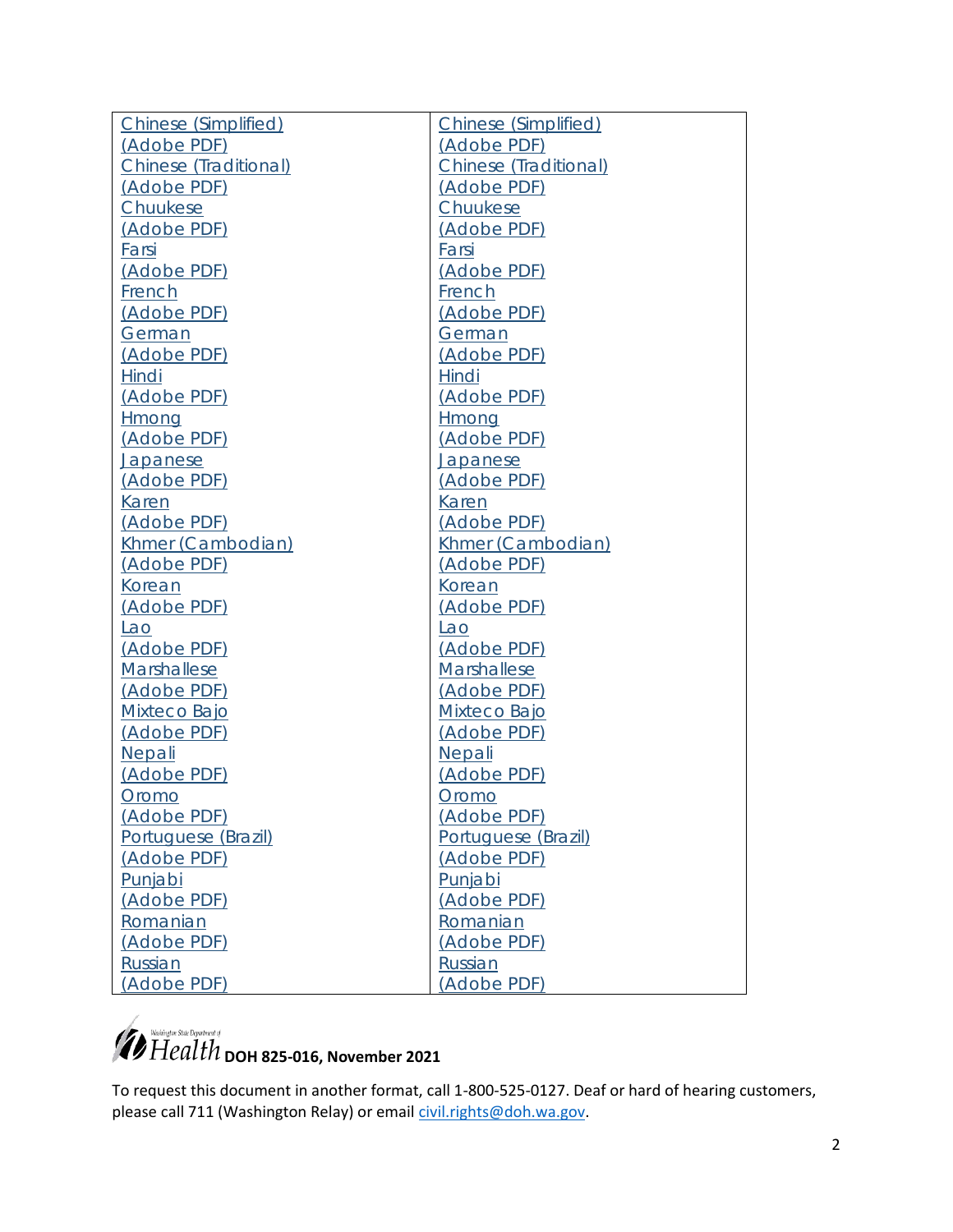| | |
|---|---|
| Chinese (Simplified) (Adobe PDF) | Chinese (Simplified) (Adobe PDF) |
| Chinese (Traditional) (Adobe PDF) | Chinese (Traditional) (Adobe PDF) |
| Chuukese (Adobe PDF) | Chuukese (Adobe PDF) |
| Farsi (Adobe PDF) | Farsi (Adobe PDF) |
| French (Adobe PDF) | French (Adobe PDF) |
| German (Adobe PDF) | German (Adobe PDF) |
| Hindi (Adobe PDF) | Hindi (Adobe PDF) |
| Hmong (Adobe PDF) | Hmong (Adobe PDF) |
| Japanese (Adobe PDF) | Japanese (Adobe PDF) |
| Karen (Adobe PDF) | Karen (Adobe PDF) |
| Khmer (Cambodian) (Adobe PDF) | Khmer (Cambodian) (Adobe PDF) |
| Korean (Adobe PDF) | Korean (Adobe PDF) |
| Lao (Adobe PDF) | Lao (Adobe PDF) |
| Marshallese (Adobe PDF) | Marshallese (Adobe PDF) |
| Mixteco Bajo (Adobe PDF) | Mixteco Bajo (Adobe PDF) |
| Nepali (Adobe PDF) | Nepali (Adobe PDF) |
| Oromo (Adobe PDF) | Oromo (Adobe PDF) |
| Portuguese (Brazil) (Adobe PDF) | Portuguese (Brazil) (Adobe PDF) |
| Punjabi (Adobe PDF) | Punjabi (Adobe PDF) |
| Romanian (Adobe PDF) | Romanian (Adobe PDF) |
| Russian (Adobe PDF) | Russian (Adobe PDF) |

Washington State Department of Health **DOH 825-016, November 2021**

To request this document in another format, call 1-800-525-0127. Deaf or hard of hearing customers, please call 711 (Washington Relay) or email civil.rights@doh.wa.gov.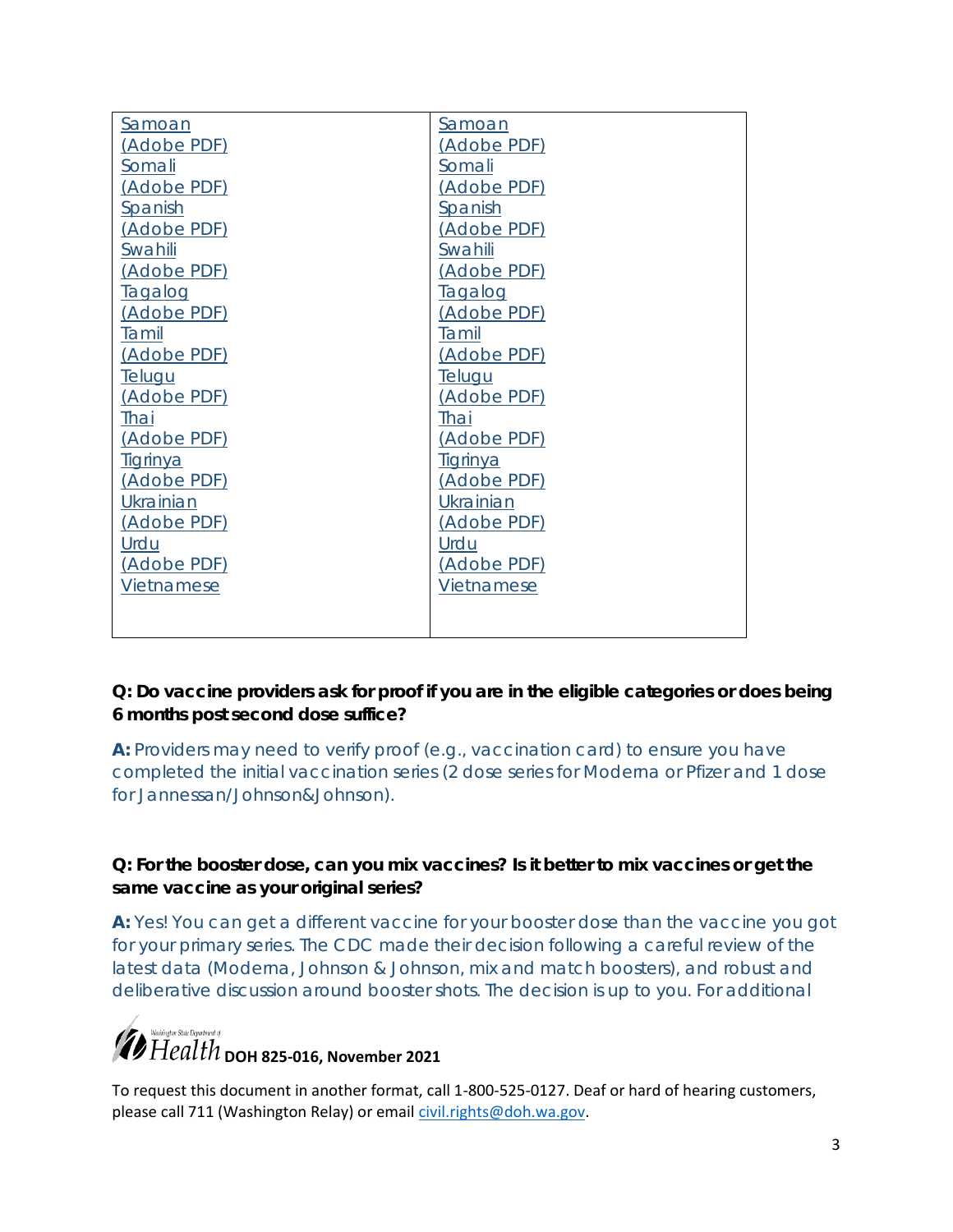| Samoan (Adobe PDF) Somali (Adobe PDF) Spanish (Adobe PDF) Swahili (Adobe PDF) Tagalog (Adobe PDF) Tamil (Adobe PDF) Telugu (Adobe PDF) Thai (Adobe PDF) Tigrinya (Adobe PDF) Ukrainian (Adobe PDF) Urdu (Adobe PDF) Vietnamese | Samoan (Adobe PDF) Somali (Adobe PDF) Spanish (Adobe PDF) Swahili (Adobe PDF) Tagalog (Adobe PDF) Tamil (Adobe PDF) Telugu (Adobe PDF) Thai (Adobe PDF) Tigrinya (Adobe PDF) Ukrainian (Adobe PDF) Urdu (Adobe PDF) Vietnamese |
|---|---|

**Q: Do vaccine providers ask for proof if you are in the eligible categories or does being 6 months post second dose suffice?**

**A:** Providers may need to verify proof (e.g., vaccination card) to ensure you have completed the initial vaccination series (2 dose series for Moderna or Pfizer and 1 dose for Jannessan/Johnson&Johnson).

**Q: For the booster dose, can you mix vaccines? Is it better to mix vaccines or get the same vaccine as your original series?**

**A:** Yes! You can get a different vaccine for your booster dose than the vaccine you got for your primary series. The CDC made their decision following a careful review of the latest data (Moderna, Johnson & Johnson, mix and match boosters), and robust and deliberative discussion around booster shots. The decision is up to you. For additional

Washington State Department of Health **DOH 825-016, November 2021**

To request this document in another format, call 1-800-525-0127. Deaf or hard of hearing customers, please call 711 (Washington Relay) or email civil.rights@doh.wa.gov.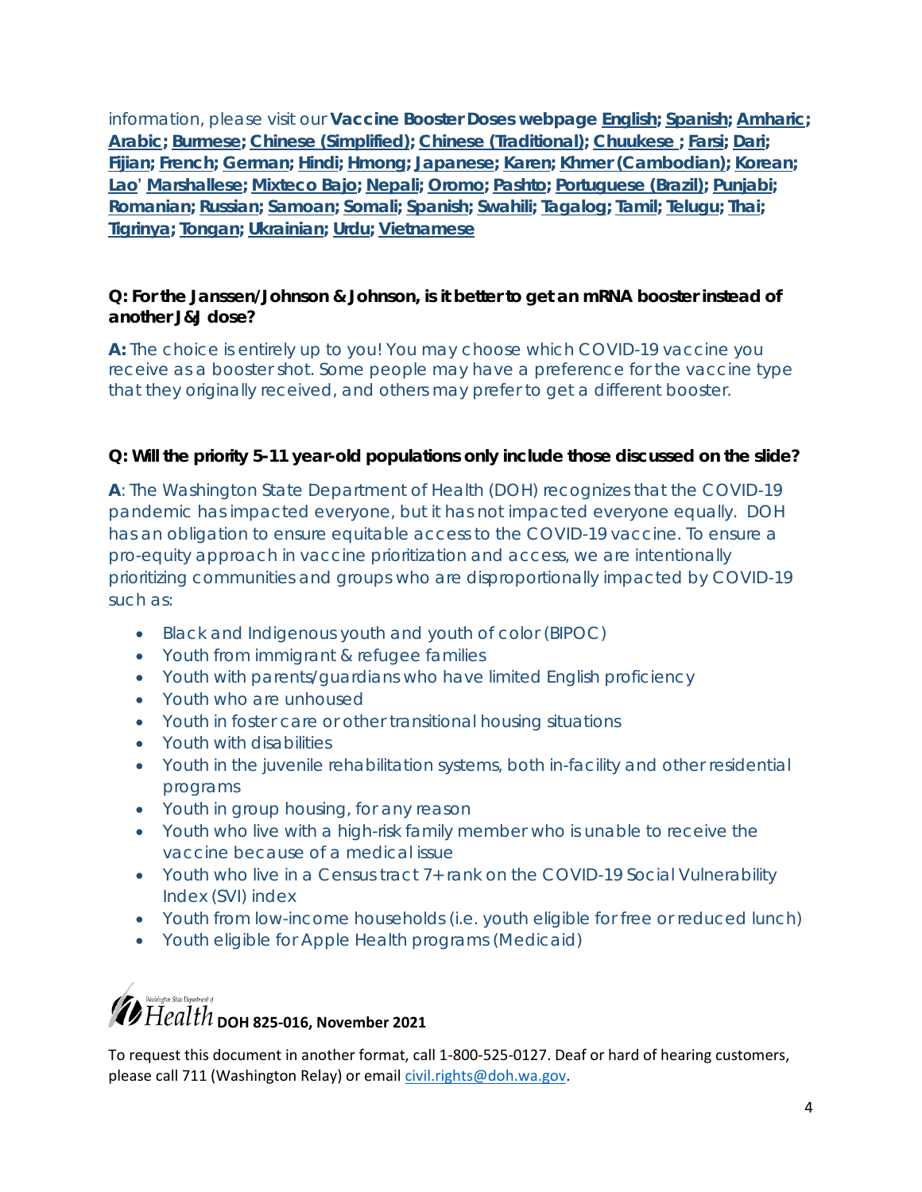information, please visit our **Vaccine Booster Doses webpage** English; Spanish; Amharic; Arabic; Burmese; Chinese (Simplified); Chinese (Traditional); Chuukese ; Farsi; Dari; Fijian; French; German; Hindi; Hmong; Japanese; Karen; Khmer (Cambodian); Korean; Lao' Marshallese; Mixteco Bajo; Nepali; Oromo; Pashto; Portuguese (Brazil); Punjabi; Romanian; Russian; Samoan; Somali; Spanish; Swahili; Tagalog; Tamil; Telugu; Thai; Tigrinya; Tongan; Ukrainian; Urdu; Vietnamese

**Q: For the Janssen/Johnson & Johnson, is it better to get an mRNA booster instead of another J&J dose?**

**A:** The choice is entirely up to you! You may choose which COVID-19 vaccine you receive as a booster shot. Some people may have a preference for the vaccine type that they originally received, and others may prefer to get a different booster.

**Q: Will the priority 5-11 year-old populations only include those discussed on the slide?**

**A**: The Washington State Department of Health (DOH) recognizes that the COVID-19 pandemic has impacted everyone, but it has not impacted everyone equally. DOH has an obligation to ensure equitable access to the COVID-19 vaccine. To ensure a pro-equity approach in vaccine prioritization and access, we are intentionally prioritizing communities and groups who are disproportionally impacted by COVID-19 such as:

- Black and Indigenous youth and youth of color (BIPOC)
- Youth from immigrant & refugee families
- Youth with parents/guardians who have limited English proficiency
- Youth who are unhoused
- Youth in foster care or other transitional housing situations
- Youth with disabilities
- Youth in the juvenile rehabilitation systems, both in-facility and other residential programs
- Youth in group housing, for any reason
- Youth who live with a high-risk family member who is unable to receive the vaccine because of a medical issue
- Youth who live in a Census tract 7+ rank on the COVID-19 Social Vulnerability Index (SVI) index
- Youth from low-income households (i.e. youth eligible for free or reduced lunch)
- Youth eligible for Apple Health programs (Medicaid)

Washington State Department of Health **DOH 825-016, November 2021**

To request this document in another format, call 1-800-525-0127. Deaf or hard of hearing customers, please call 711 (Washington Relay) or email civil.rights@doh.wa.gov.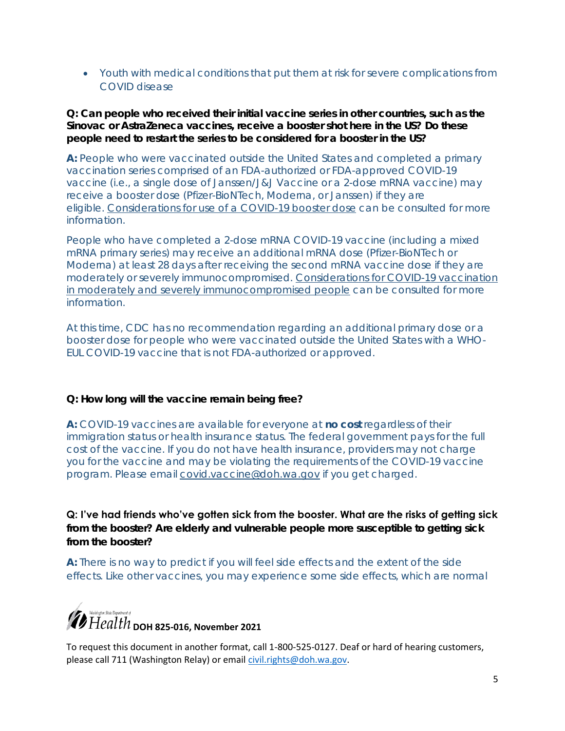- Youth with medical conditions that put them at risk for severe complications from COVID disease

**Q: Can people who received their initial vaccine series in other countries, such as the Sinovac or AstraZeneca vaccines, receive a booster shot here in the US? Do these people need to restart the series to be considered for a booster in the US?**

**A:** People who were vaccinated outside the United States and completed a primary vaccination series comprised of an FDA-authorized or FDA-approved COVID-19 vaccine (i.e., a single dose of Janssen/J&J Vaccine or a 2-dose mRNA vaccine) may receive a booster dose (Pfizer-BioNTech, Moderna, or Janssen) if they are eligible. Considerations for use of a COVID-19 booster dose can be consulted for more information.

People who have completed a 2-dose mRNA COVID-19 vaccine (including a mixed mRNA primary series) may receive an additional mRNA dose (Pfizer-BioNTech or Moderna) at least 28 days after receiving the second mRNA vaccine dose if they are moderately or severely immunocompromised. Considerations for COVID-19 vaccination in moderately and severely immunocompromised people can be consulted for more information.

At this time, CDC has no recommendation regarding an additional primary dose or a booster dose for people who were vaccinated outside the United States with a WHO-EUL COVID-19 vaccine that is not FDA-authorized or approved.

**Q: How long will the vaccine remain being free?**

**A:** COVID-19 vaccines are available for everyone at **no cost** regardless of their immigration status or health insurance status. The federal government pays for the full cost of the vaccine. If you do not have health insurance, providers may not charge you for the vaccine and may be violating the requirements of the COVID-19 vaccine program. Please email covid.vaccine@doh.wa.gov if you get charged.

**Q: I've had friends who've gotten sick from the booster. What are the risks of getting sick from the booster? Are elderly and vulnerable people more susceptible to getting sick from the booster?**

**A:** There is no way to predict if you will feel side effects and the extent of the side effects. Like other vaccines, you may experience some side effects, which are normal

Washington State Department of Health **DOH 825-016, November 2021**

To request this document in another format, call 1-800-525-0127. Deaf or hard of hearing customers, please call 711 (Washington Relay) or email civil.rights@doh.wa.gov.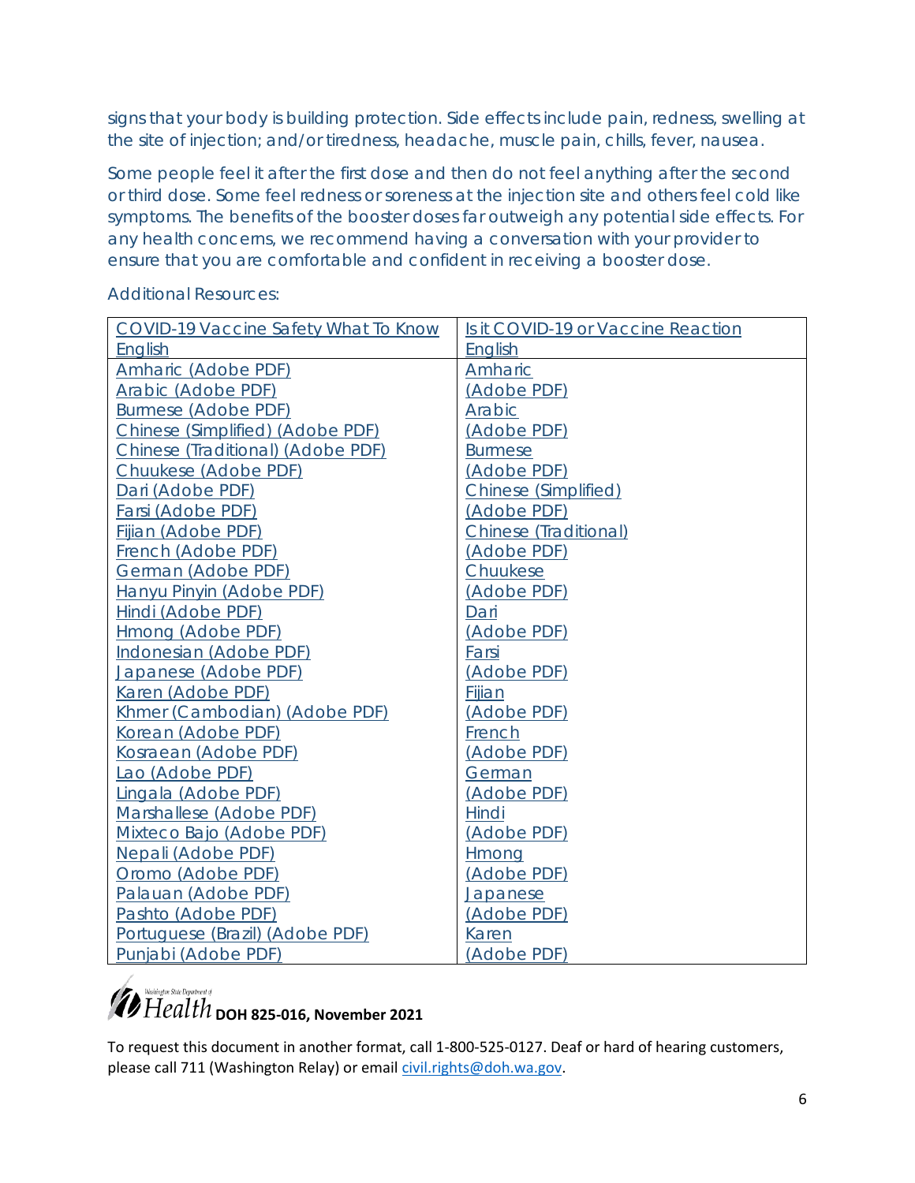signs that your body is building protection. Side effects include pain, redness, swelling at the site of injection; and/or tiredness, headache, muscle pain, chills, fever, nausea.

Some people feel it after the first dose and then do not feel anything after the second or third dose. Some feel redness or soreness at the injection site and others feel cold like symptoms. The benefits of the booster doses far outweigh any potential side effects. For any health concerns, we recommend having a conversation with your provider to ensure that you are comfortable and confident in receiving a booster dose.

Additional Resources:

| COVID-19 Vaccine Safety What To Know English | Is it COVID-19 or Vaccine Reaction English |
|---|---|
| Amharic (Adobe PDF) | Amharic (Adobe PDF) |
| Arabic (Adobe PDF) | Arabic (Adobe PDF) |
| Burmese (Adobe PDF) | Burmese (Adobe PDF) |
| Chinese (Simplified) (Adobe PDF) | Chinese (Simplified) (Adobe PDF) |
| Chinese (Traditional) (Adobe PDF) | Chinese (Traditional) (Adobe PDF) |
| Chuukese (Adobe PDF) | Chuukese (Adobe PDF) |
| Dari (Adobe PDF) | Dari (Adobe PDF) |
| Farsi (Adobe PDF) | Farsi (Adobe PDF) |
| Fijian (Adobe PDF) | Fijian (Adobe PDF) |
| French (Adobe PDF) | French (Adobe PDF) |
| German (Adobe PDF) | German (Adobe PDF) |
| Hanyu Pinyin (Adobe PDF) | Hindi (Adobe PDF) |
| Hindi (Adobe PDF) | Hmong (Adobe PDF) |
| Hmong (Adobe PDF) | Japanese (Adobe PDF) |
| Indonesian (Adobe PDF) | Karen (Adobe PDF) |
| Japanese (Adobe PDF) | |
| Karen (Adobe PDF) | |
| Khmer (Cambodian) (Adobe PDF) | |
| Korean (Adobe PDF) | |
| Kosraean (Adobe PDF) | |
| Lao (Adobe PDF) | |
| Lingala (Adobe PDF) | |
| Marshallese (Adobe PDF) | |
| Mixteco Bajo (Adobe PDF) | |
| Nepali (Adobe PDF) | |
| Oromo (Adobe PDF) | |
| Palauan (Adobe PDF) | |
| Pashto (Adobe PDF) | |
| Portuguese (Brazil) (Adobe PDF) | |
| Punjabi (Adobe PDF) | |

Washington State Department of Health **DOH 825-016, November 2021**

To request this document in another format, call 1-800-525-0127. Deaf or hard of hearing customers, please call 711 (Washington Relay) or email civil.rights@doh.wa.gov.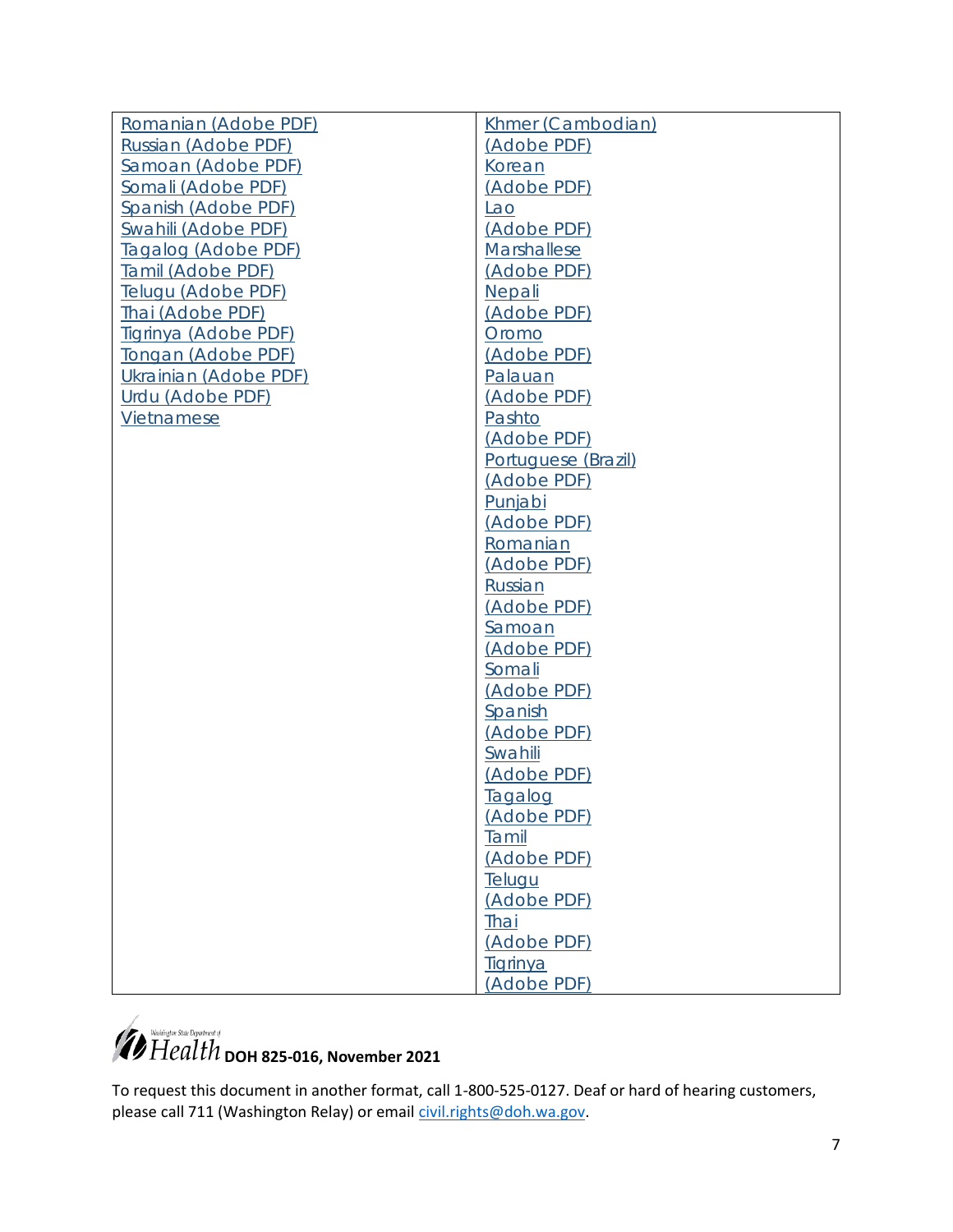| Romanian (Adobe PDF)<br>Russian (Adobe PDF)<br>Samoan (Adobe PDF)<br>Somali (Adobe PDF)<br>Spanish (Adobe PDF)<br>Swahili (Adobe PDF)<br>Tagalog (Adobe PDF)<br>Tamil (Adobe PDF)<br>Telugu (Adobe PDF)<br>Thai (Adobe PDF)<br>Tigrinya (Adobe PDF)<br>Tongan (Adobe PDF)<br>Ukrainian (Adobe PDF)<br>Urdu (Adobe PDF)<br>Vietnamese | Khmer (Cambodian)<br>(Adobe PDF)<br>Korean<br>(Adobe PDF)<br>Lao<br>(Adobe PDF)<br>Marshallese<br>(Adobe PDF)<br>Nepali<br>(Adobe PDF)<br>Oromo<br>(Adobe PDF)<br>Palauan<br>(Adobe PDF)<br>Pashto<br>(Adobe PDF)<br>Portuguese (Brazil)<br>(Adobe PDF)<br>Punjabi<br>(Adobe PDF)<br>Romanian<br>(Adobe PDF)<br>Russian<br>(Adobe PDF)<br>Samoan<br>(Adobe PDF)<br>Somali<br>(Adobe PDF)<br>Spanish<br>(Adobe PDF)<br>Swahili<br>(Adobe PDF)<br>Tagalog<br>(Adobe PDF)<br>Tamil<br>(Adobe PDF)<br>Telugu<br>(Adobe PDF)<br>Thai<br>(Adobe PDF)<br>Tigrinya<br>(Adobe PDF) |
|---|---|

Washington State Department of Health **DOH 825-016, November 2021**

To request this document in another format, call 1-800-525-0127. Deaf or hard of hearing customers, please call 711 (Washington Relay) or email civil.rights@doh.wa.gov.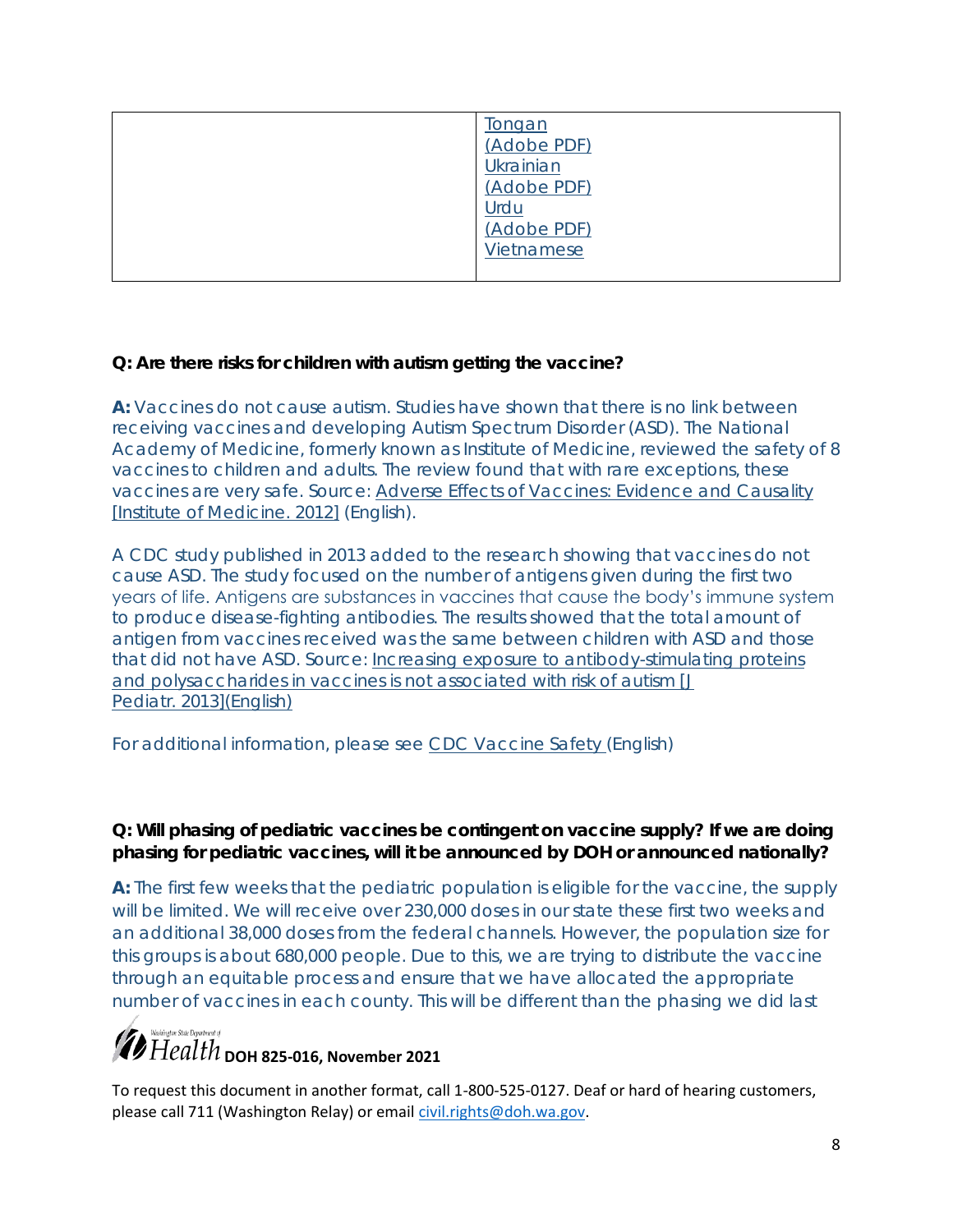| | [Tongan (Adobe PDF)](#) [Ukrainian (Adobe PDF)](#) [Urdu (Adobe PDF)](#) [Vietnamese](#) |
|---|---|

**Q: Are there risks for children with autism getting the vaccine?**

**A:** Vaccines do not cause autism. Studies have shown that there is no link between receiving vaccines and developing Autism Spectrum Disorder (ASD). The National Academy of Medicine, formerly known as Institute of Medicine, reviewed the safety of 8 vaccines to children and adults. The review found that with rare exceptions, these vaccines are very safe. Source: Adverse Effects of Vaccines: Evidence and Causality [Institute of Medicine. 2012] (English).

A CDC study published in 2013 added to the research showing that vaccines do not cause ASD. The study focused on the number of antigens given during the first two years of life. Antigens are substances in vaccines that cause the body's immune system to produce disease-fighting antibodies. The results showed that the total amount of antigen from vaccines received was the same between children with ASD and those that did not have ASD. Source: Increasing exposure to antibody-stimulating proteins and polysaccharides in vaccines is not associated with risk of autism [J Pediatr. 2013](English)

For additional information, please see CDC Vaccine Safety (English)

**Q: Will phasing of pediatric vaccines be contingent on vaccine supply? If we are doing phasing for pediatric vaccines, will it be announced by DOH or announced nationally?**

**A:** The first few weeks that the pediatric population is eligible for the vaccine, the supply will be limited. We will receive over 230,000 doses in our state these first two weeks and an additional 38,000 doses from the federal channels. However, the population size for this groups is about 680,000 people. Due to this, we are trying to distribute the vaccine through an equitable process and ensure that we have allocated the appropriate number of vaccines in each county. This will be different than the phasing we did last

**DOH 825-016, November 2021**

To request this document in another format, call 1-800-525-0127. Deaf or hard of hearing customers, please call 711 (Washington Relay) or email civil.rights@doh.wa.gov.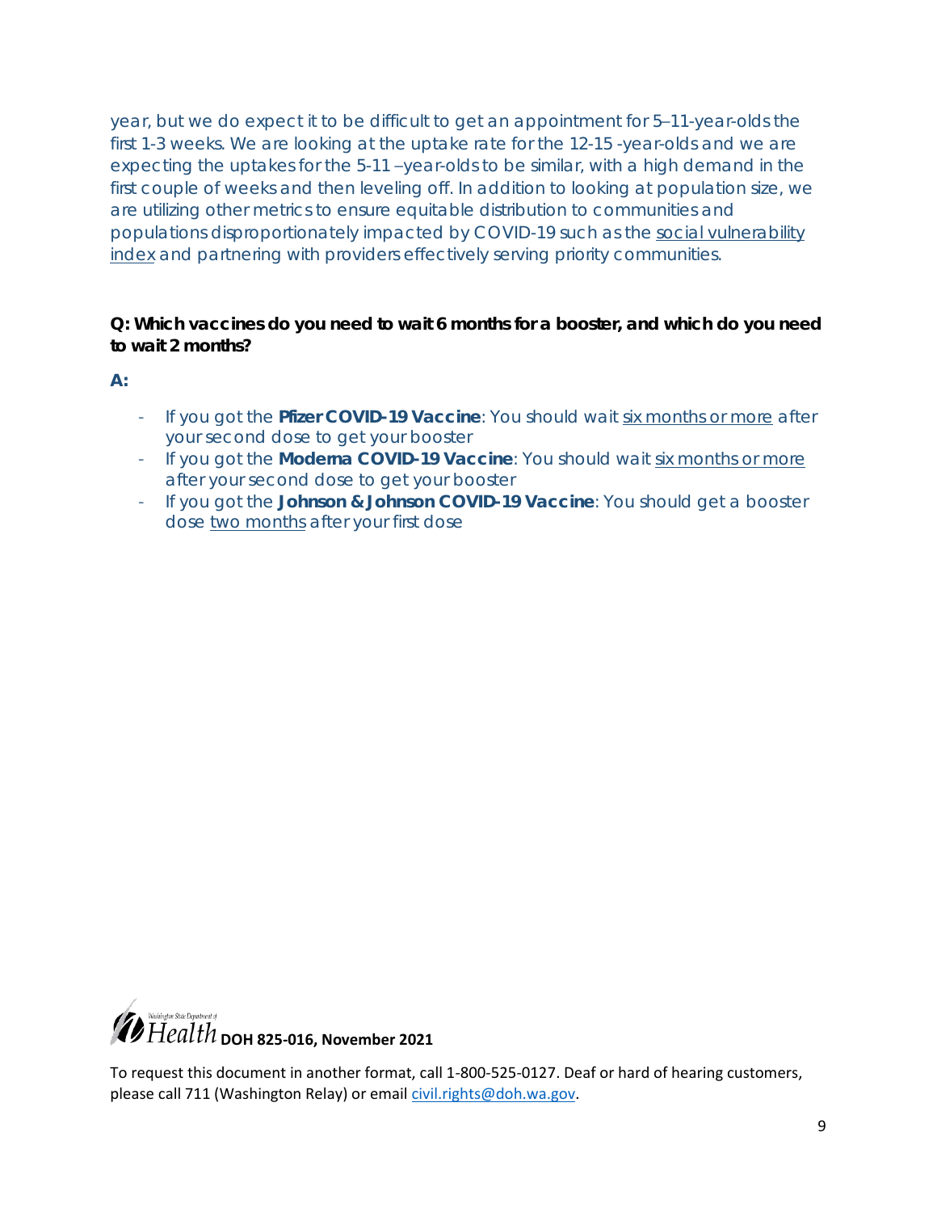year, but we do expect it to be difficult to get an appointment for 5–11-year-olds the first 1-3 weeks. We are looking at the uptake rate for the 12-15 -year-olds and we are expecting the uptakes for the 5-11 –year-olds to be similar, with a high demand in the first couple of weeks and then leveling off. In addition to looking at population size, we are utilizing other metrics to ensure equitable distribution to communities and populations disproportionately impacted by COVID-19 such as the social vulnerability index and partnering with providers effectively serving priority communities.

**Q: Which vaccines do you need to wait 6 months for a booster, and which do you need to wait 2 months?**

**A:**

- If you got the **Pfizer COVID-19 Vaccine**: You should wait six months or more after your second dose to get your booster
- If you got the **Moderna COVID-19 Vaccine**: You should wait six months or more after your second dose to get your booster
- If you got the **Johnson & Johnson COVID-19 Vaccine**: You should get a booster dose two months after your first dose

**DOH 825-016, November 2021**

To request this document in another format, call 1-800-525-0127. Deaf or hard of hearing customers, please call 711 (Washington Relay) or email civil.rights@doh.wa.gov.